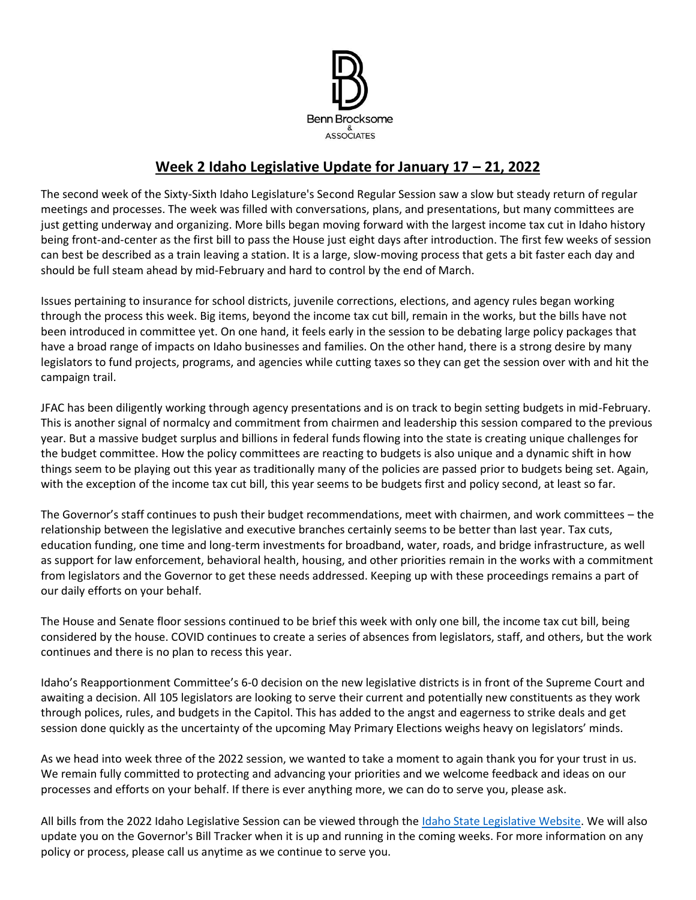Benn Brocksome & ASSOCIATES

# Week 2 Idaho Legislative Update for January 17 – 21, 2022

The second week of the Sixty-Sixth Idaho Legislature's Second Regular Session saw a slow but steady return of regular meetings and processes. The week was filled with conversations, plans, and presentations, but many committees are just getting underway and organizing. More bills began moving forward with the largest income tax cut in Idaho history being front-and-center as the first bill to pass the House just eight days after introduction. The first few weeks of session can best be described as a train leaving a station. It is a large, slow-moving process that gets a bit faster each day and should be full steam ahead by mid-February and hard to control by the end of March.

Issues pertaining to insurance for school districts, juvenile corrections, elections, and agency rules began working through the process this week. Big items, beyond the income tax cut bill, remain in the works, but the bills have not been introduced in committee yet. On one hand, it feels early in the session to be debating large policy packages that have a broad range of impacts on Idaho businesses and families. On the other hand, there is a strong desire by many legislators to fund projects, programs, and agencies while cutting taxes so they can get the session over with and hit the campaign trail.

JFAC has been diligently working through agency presentations and is on track to begin setting budgets in mid-February. This is another signal of normalcy and commitment from chairmen and leadership this session compared to the previous year. But a massive budget surplus and billions in federal funds flowing into the state is creating unique challenges for the budget committee. How the policy committees are reacting to budgets is also unique and a dynamic shift in how things seem to be playing out this year as traditionally many of the policies are passed prior to budgets being set. Again, with the exception of the income tax cut bill, this year seems to be budgets first and policy second, at least so far.

The Governor's staff continues to push their budget recommendations, meet with chairmen, and work committees – the relationship between the legislative and executive branches certainly seems to be better than last year. Tax cuts, education funding, one time and long-term investments for broadband, water, roads, and bridge infrastructure, as well as support for law enforcement, behavioral health, housing, and other priorities remain in the works with a commitment from legislators and the Governor to get these needs addressed. Keeping up with these proceedings remains a part of our daily efforts on your behalf.

The House and Senate floor sessions continued to be brief this week with only one bill, the income tax cut bill, being considered by the house. COVID continues to create a series of absences from legislators, staff, and others, but the work continues and there is no plan to recess this year.

Idaho's Reapportionment Committee's 6-0 decision on the new legislative districts is in front of the Supreme Court and awaiting a decision. All 105 legislators are looking to serve their current and potentially new constituents as they work through polices, rules, and budgets in the Capitol. This has added to the angst and eagerness to strike deals and get session done quickly as the uncertainty of the upcoming May Primary Elections weighs heavy on legislators' minds.

As we head into week three of the 2022 session, we wanted to take a moment to again thank you for your trust in us. We remain fully committed to protecting and advancing your priorities and we welcome feedback and ideas on our processes and efforts on your behalf. If there is ever anything more, we can do to serve you, please ask.

All bills from the 2022 Idaho Legislative Session can be viewed through the Idaho State Legislative Website. We will also update you on the Governor's Bill Tracker when it is up and running in the coming weeks. For more information on any policy or process, please call us anytime as we continue to serve you.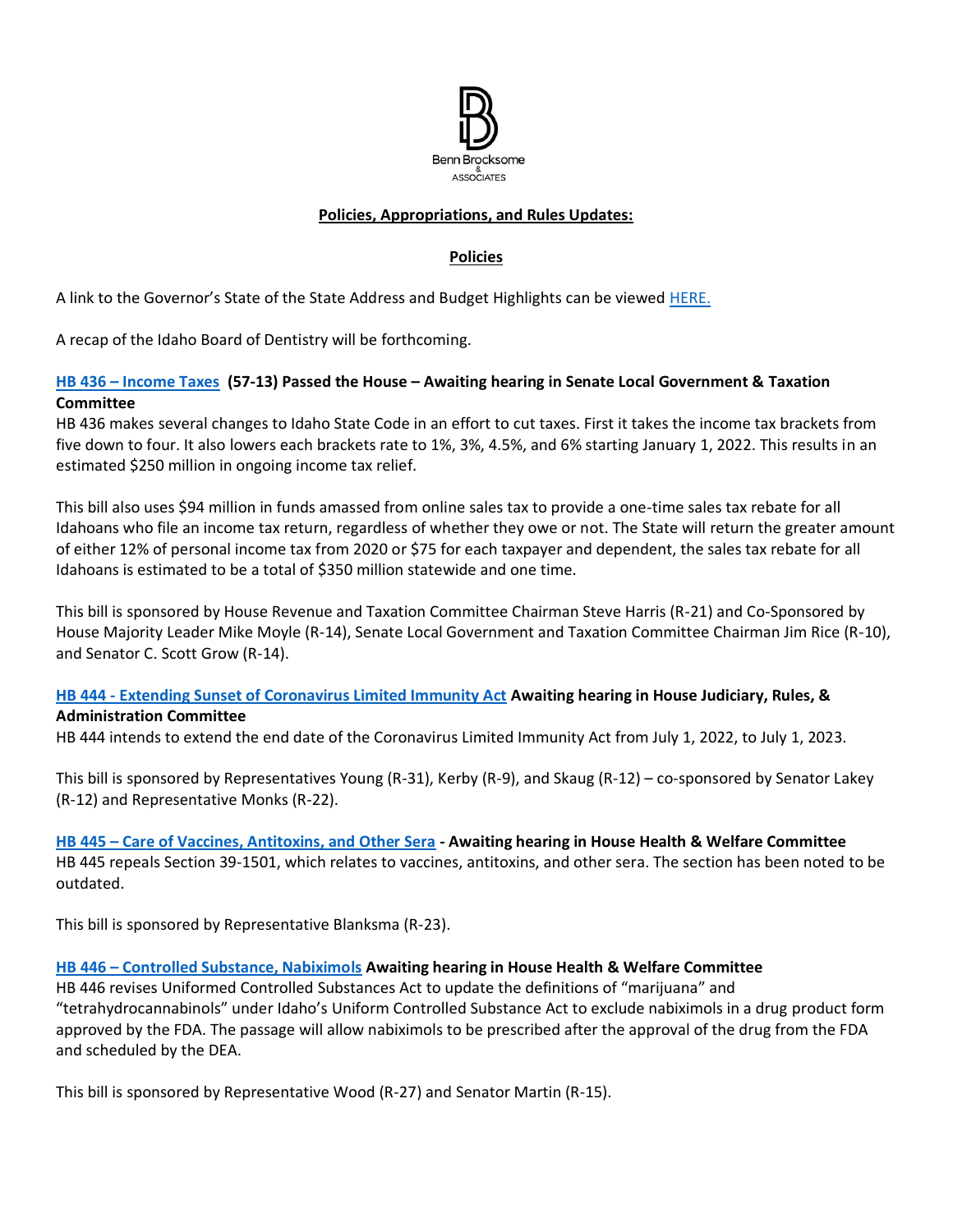## Policies, Appropriations, and Rules Updates:

### Policies

A link to the Governor's State of the State Address and Budget Highlights can be viewed HERE.

A recap of the Idaho Board of Dentistry will be forthcoming.

**HB 436 – Income Taxes (57-13) Passed the House – Awaiting hearing in Senate Local Government & Taxation Committee**

HB 436 makes several changes to Idaho State Code in an effort to cut taxes. First it takes the income tax brackets from five down to four. It also lowers each brackets rate to 1%, 3%, 4.5%, and 6% starting January 1, 2022. This results in an estimated $250 million in ongoing income tax relief.

This bill also uses $94 million in funds amassed from online sales tax to provide a one-time sales tax rebate for all Idahoans who file an income tax return, regardless of whether they owe or not. The State will return the greater amount of either 12% of personal income tax from 2020 or $75 for each taxpayer and dependent, the sales tax rebate for all Idahoans is estimated to be a total of $350 million statewide and one time.

This bill is sponsored by House Revenue and Taxation Committee Chairman Steve Harris (R-21) and Co-Sponsored by House Majority Leader Mike Moyle (R-14), Senate Local Government and Taxation Committee Chairman Jim Rice (R-10), and Senator C. Scott Grow (R-14).

**HB 444 - Extending Sunset of Coronavirus Limited Immunity Act Awaiting hearing in House Judiciary, Rules, & Administration Committee**

HB 444 intends to extend the end date of the Coronavirus Limited Immunity Act from July 1, 2022, to July 1, 2023.

This bill is sponsored by Representatives Young (R-31), Kerby (R-9), and Skaug (R-12) – co-sponsored by Senator Lakey (R-12) and Representative Monks (R-22).

**HB 445 – Care of Vaccines, Antitoxins, and Other Sera - Awaiting hearing in House Health & Welfare Committee**

HB 445 repeals Section 39-1501, which relates to vaccines, antitoxins, and other sera. The section has been noted to be outdated.

This bill is sponsored by Representative Blanksma (R-23).

**HB 446 – Controlled Substance, Nabiximols Awaiting hearing in House Health & Welfare Committee**

HB 446 revises Uniformed Controlled Substances Act to update the definitions of "marijuana" and "tetrahydrocannabinols" under Idaho's Uniform Controlled Substance Act to exclude nabiximols in a drug product form approved by the FDA. The passage will allow nabiximols to be prescribed after the approval of the drug from the FDA and scheduled by the DEA.

This bill is sponsored by Representative Wood (R-27) and Senator Martin (R-15).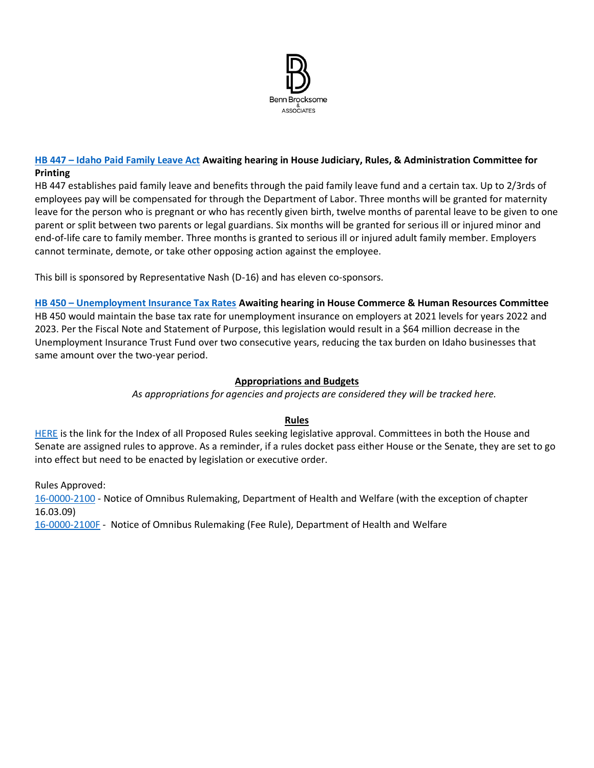**HB 447 – Idaho Paid Family Leave Act Awaiting hearing in House Judiciary, Rules, & Administration Committee for Printing**

HB 447 establishes paid family leave and benefits through the paid family leave fund and a certain tax. Up to 2/3rds of employees pay will be compensated for through the Department of Labor. Three months will be granted for maternity leave for the person who is pregnant or who has recently given birth, twelve months of parental leave to be given to one parent or split between two parents or legal guardians. Six months will be granted for serious ill or injured minor and end-of-life care to family member. Three months is granted to serious ill or injured adult family member. Employers cannot terminate, demote, or take other opposing action against the employee.

This bill is sponsored by Representative Nash (D-16) and has eleven co-sponsors.

**HB 450 – Unemployment Insurance Tax Rates Awaiting hearing in House Commerce & Human Resources Committee**

HB 450 would maintain the base tax rate for unemployment insurance on employers at 2021 levels for years 2022 and 2023. Per the Fiscal Note and Statement of Purpose, this legislation would result in a $64 million decrease in the Unemployment Insurance Trust Fund over two consecutive years, reducing the tax burden on Idaho businesses that same amount over the two-year period.

## Appropriations and Budgets

*As appropriations for agencies and projects are considered they will be tracked here.*

## Rules

HERE is the link for the Index of all Proposed Rules seeking legislative approval. Committees in both the House and Senate are assigned rules to approve. As a reminder, if a rules docket pass either House or the Senate, they are set to go into effect but need to be enacted by legislation or executive order.

Rules Approved:

16-0000-2100 - Notice of Omnibus Rulemaking, Department of Health and Welfare (with the exception of chapter 16.03.09)

16-0000-2100F - Notice of Omnibus Rulemaking (Fee Rule), Department of Health and Welfare